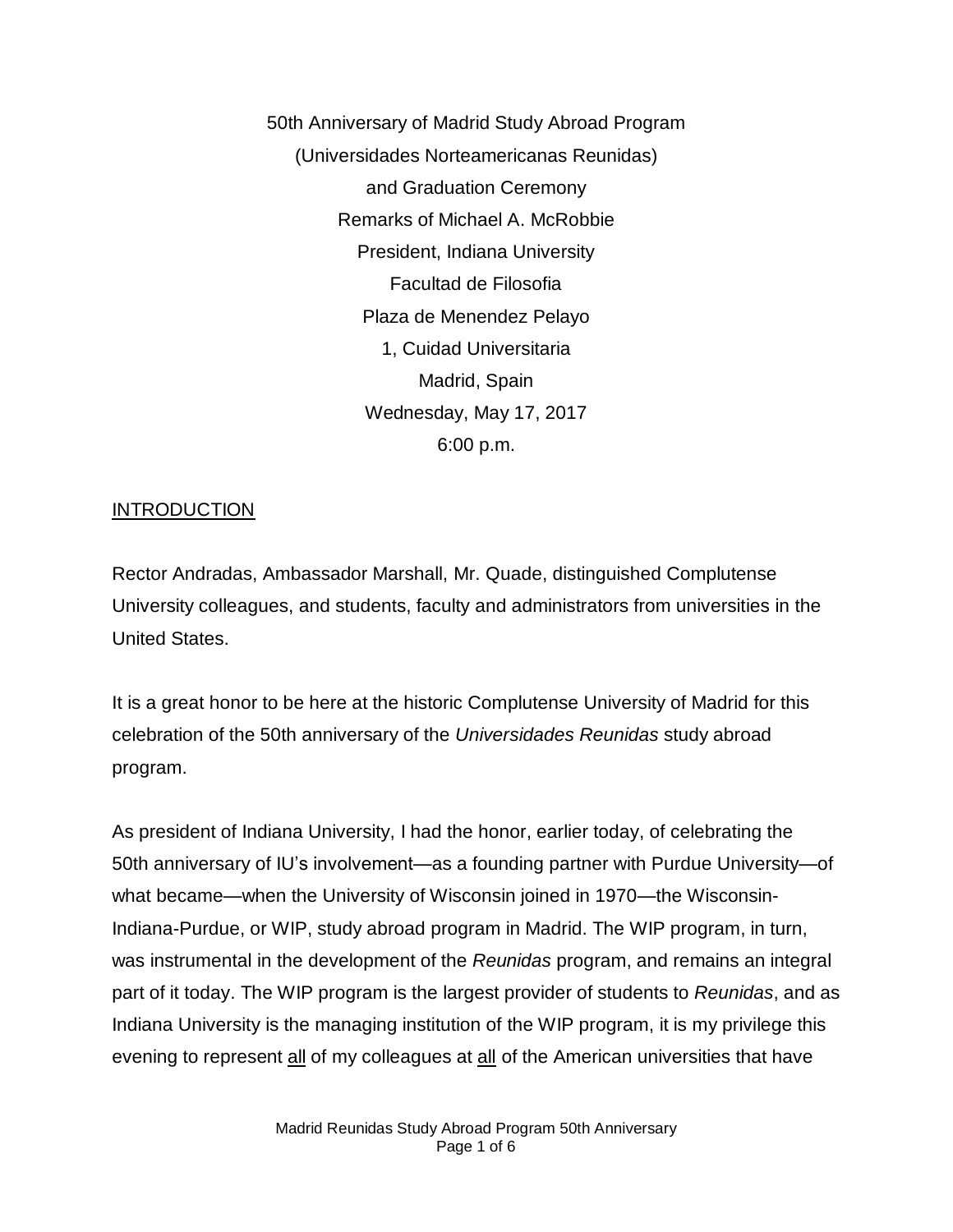50th Anniversary of Madrid Study Abroad Program
(Universidades Norteamericanas Reunidas)
and Graduation Ceremony
Remarks of Michael A. McRobbie
President, Indiana University
Facultad de Filosofia
Plaza de Menendez Pelayo
1, Cuidad Universitaria
Madrid, Spain
Wednesday, May 17, 2017
6:00 p.m.

## INTRODUCTION

Rector Andradas, Ambassador Marshall, Mr. Quade, distinguished Complutense University colleagues, and students, faculty and administrators from universities in the United States.

It is a great honor to be here at the historic Complutense University of Madrid for this celebration of the 50th anniversary of the *Universidades Reunidas* study abroad program.

As president of Indiana University, I had the honor, earlier today, of celebrating the 50th anniversary of IU's involvement—as a founding partner with Purdue University—of what became—when the University of Wisconsin joined in 1970—the Wisconsin-Indiana-Purdue, or WIP, study abroad program in Madrid. The WIP program, in turn, was instrumental in the development of the *Reunidas* program, and remains an integral part of it today. The WIP program is the largest provider of students to *Reunidas*, and as Indiana University is the managing institution of the WIP program, it is my privilege this evening to represent <u>all</u> of my colleagues at <u>all</u> of the American universities that have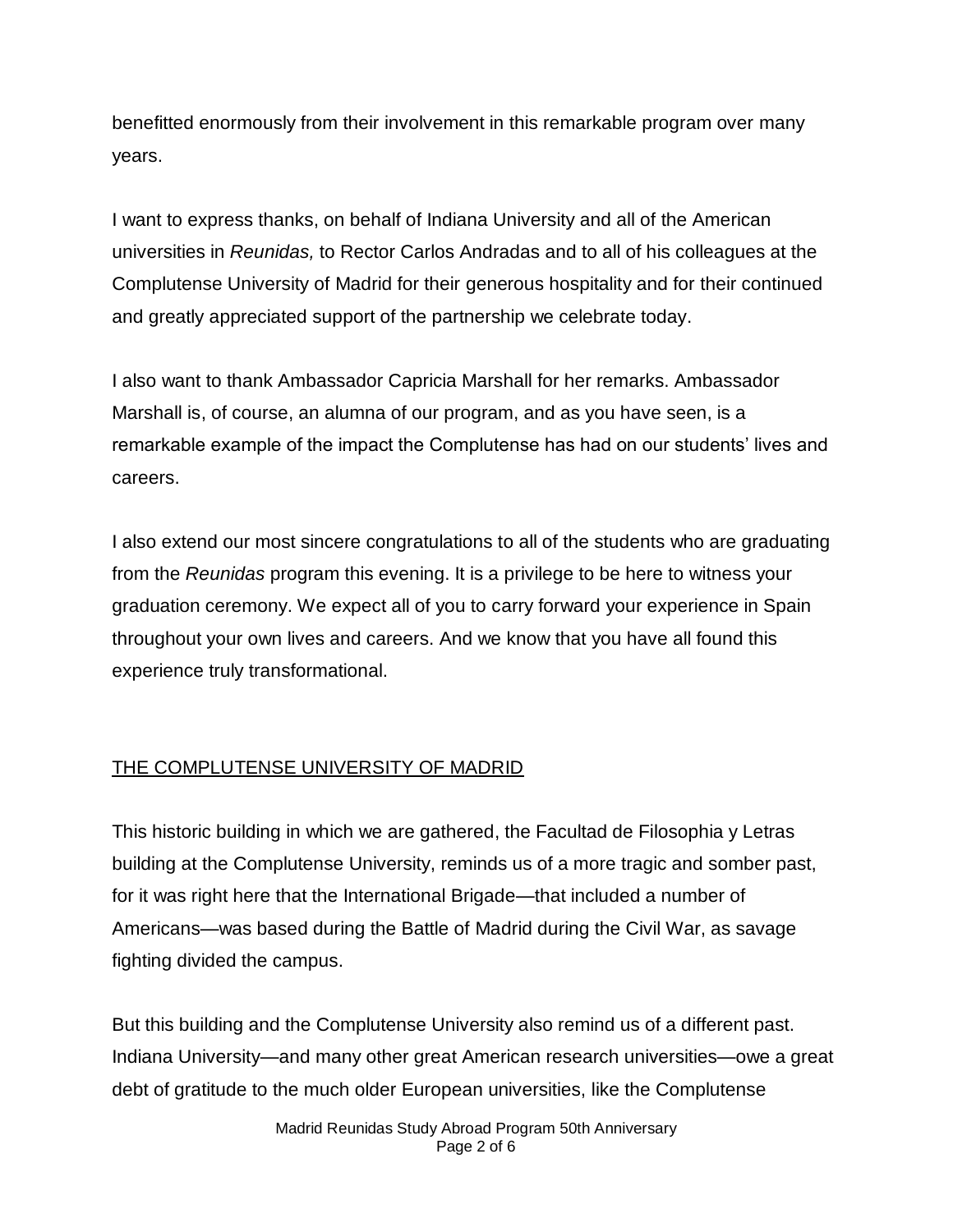benefitted enormously from their involvement in this remarkable program over many years.

I want to express thanks, on behalf of Indiana University and all of the American universities in *Reunidas,* to Rector Carlos Andradas and to all of his colleagues at the Complutense University of Madrid for their generous hospitality and for their continued and greatly appreciated support of the partnership we celebrate today.

I also want to thank Ambassador Capricia Marshall for her remarks. Ambassador Marshall is, of course, an alumna of our program, and as you have seen, is a remarkable example of the impact the Complutense has had on our students' lives and careers.

I also extend our most sincere congratulations to all of the students who are graduating from the *Reunidas* program this evening. It is a privilege to be here to witness your graduation ceremony. We expect all of you to carry forward your experience in Spain throughout your own lives and careers. And we know that you have all found this experience truly transformational.

## THE COMPLUTENSE UNIVERSITY OF MADRID

This historic building in which we are gathered, the Facultad de Filosophia y Letras building at the Complutense University, reminds us of a more tragic and somber past, for it was right here that the International Brigade—that included a number of Americans—was based during the Battle of Madrid during the Civil War, as savage fighting divided the campus.

But this building and the Complutense University also remind us of a different past. Indiana University—and many other great American research universities—owe a great debt of gratitude to the much older European universities, like the Complutense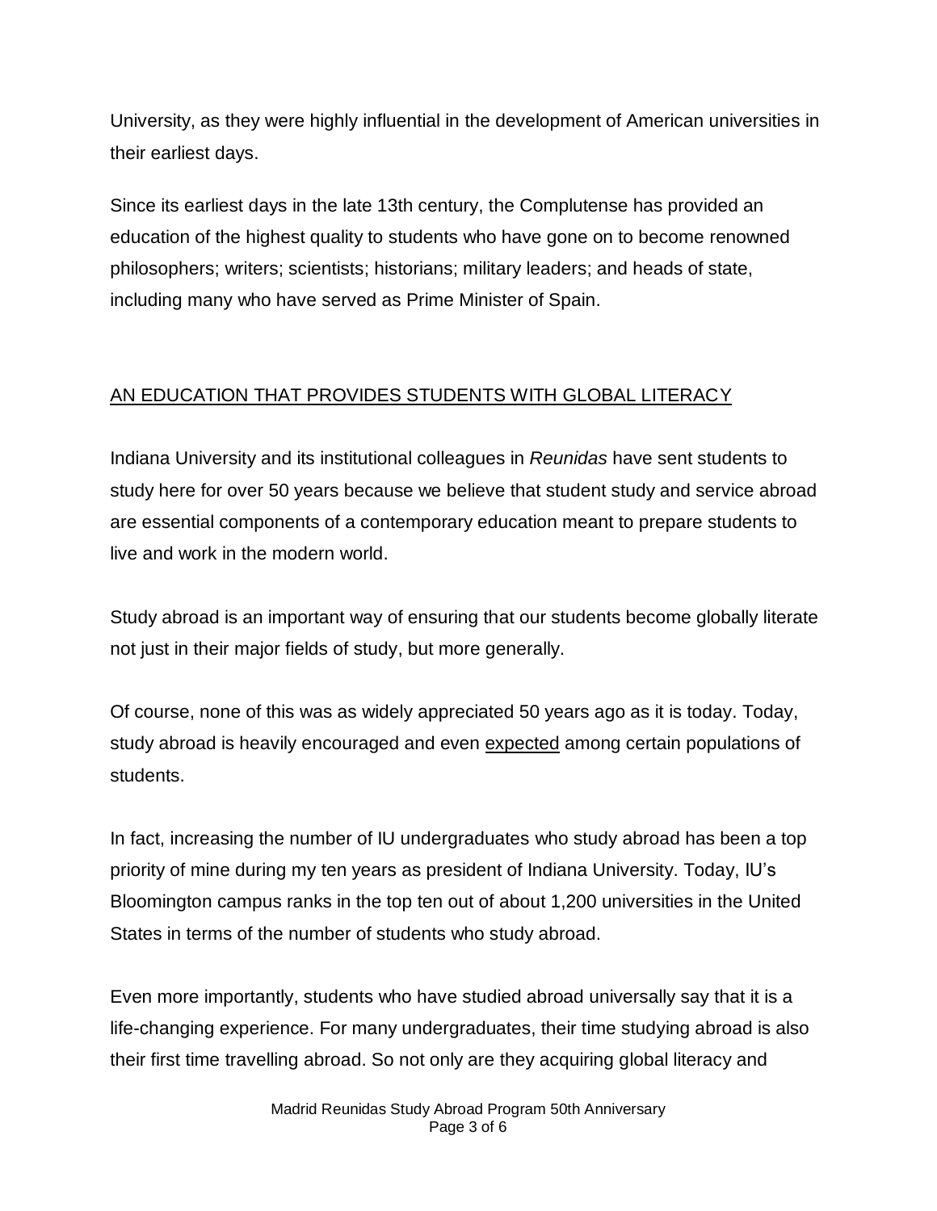University, as they were highly influential in the development of American universities in their earliest days.

Since its earliest days in the late 13th century, the Complutense has provided an education of the highest quality to students who have gone on to become renowned philosophers; writers; scientists; historians; military leaders; and heads of state, including many who have served as Prime Minister of Spain.

## <u>AN EDUCATION THAT PROVIDES STUDENTS WITH GLOBAL LITERACY</u>

Indiana University and its institutional colleagues in *Reunidas* have sent students to study here for over 50 years because we believe that student study and service abroad are essential components of a contemporary education meant to prepare students to live and work in the modern world.

Study abroad is an important way of ensuring that our students become globally literate not just in their major fields of study, but more generally.

Of course, none of this was as widely appreciated 50 years ago as it is today. Today, study abroad is heavily encouraged and even <u>expected</u> among certain populations of students.

In fact, increasing the number of IU undergraduates who study abroad has been a top priority of mine during my ten years as president of Indiana University. Today, IU's Bloomington campus ranks in the top ten out of about 1,200 universities in the United States in terms of the number of students who study abroad.

Even more importantly, students who have studied abroad universally say that it is a life-changing experience. For many undergraduates, their time studying abroad is also their first time travelling abroad. So not only are they acquiring global literacy and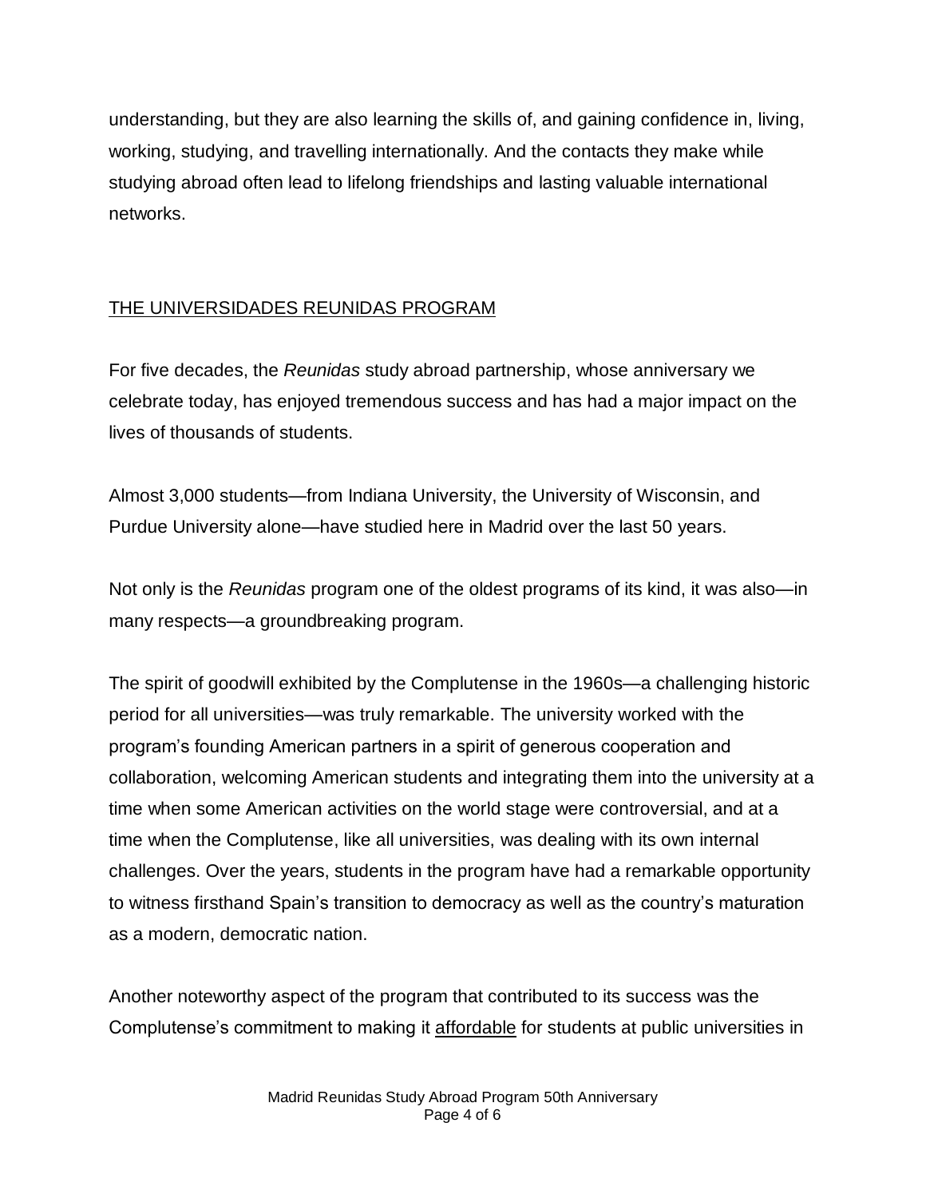understanding, but they are also learning the skills of, and gaining confidence in, living, working, studying, and travelling internationally. And the contacts they make while studying abroad often lead to lifelong friendships and lasting valuable international networks.

## THE UNIVERSIDADES REUNIDAS PROGRAM

For five decades, the *Reunidas* study abroad partnership, whose anniversary we celebrate today, has enjoyed tremendous success and has had a major impact on the lives of thousands of students.

Almost 3,000 students—from Indiana University, the University of Wisconsin, and Purdue University alone—have studied here in Madrid over the last 50 years.

Not only is the *Reunidas* program one of the oldest programs of its kind, it was also—in many respects—a groundbreaking program.

The spirit of goodwill exhibited by the Complutense in the 1960s—a challenging historic period for all universities—was truly remarkable. The university worked with the program's founding American partners in a spirit of generous cooperation and collaboration, welcoming American students and integrating them into the university at a time when some American activities on the world stage were controversial, and at a time when the Complutense, like all universities, was dealing with its own internal challenges. Over the years, students in the program have had a remarkable opportunity to witness firsthand Spain's transition to democracy as well as the country's maturation as a modern, democratic nation.

Another noteworthy aspect of the program that contributed to its success was the Complutense's commitment to making it affordable for students at public universities in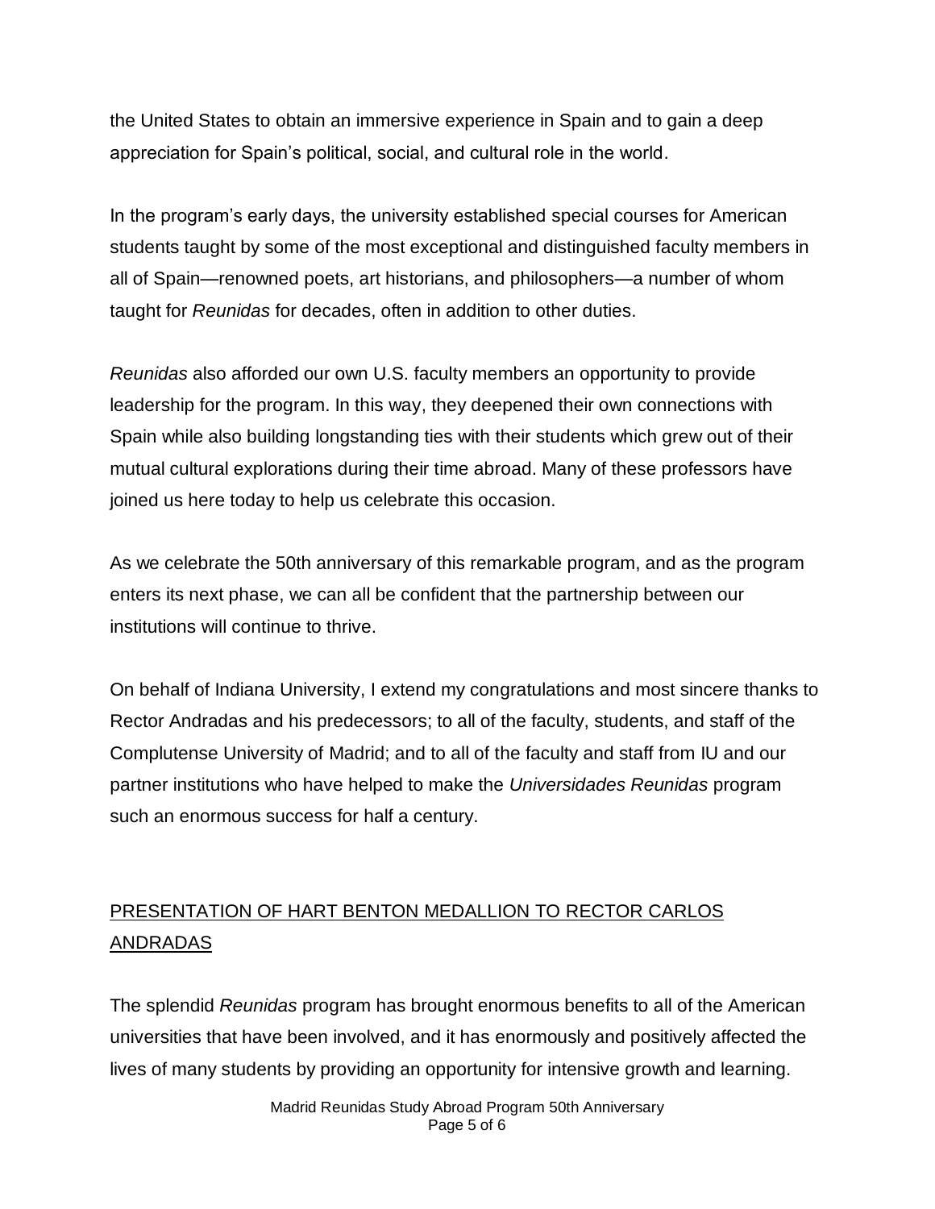the United States to obtain an immersive experience in Spain and to gain a deep appreciation for Spain's political, social, and cultural role in the world.

In the program's early days, the university established special courses for American students taught by some of the most exceptional and distinguished faculty members in all of Spain—renowned poets, art historians, and philosophers—a number of whom taught for *Reunidas* for decades, often in addition to other duties.

*Reunidas* also afforded our own U.S. faculty members an opportunity to provide leadership for the program. In this way, they deepened their own connections with Spain while also building longstanding ties with their students which grew out of their mutual cultural explorations during their time abroad. Many of these professors have joined us here today to help us celebrate this occasion.

As we celebrate the 50th anniversary of this remarkable program, and as the program enters its next phase, we can all be confident that the partnership between our institutions will continue to thrive.

On behalf of Indiana University, I extend my congratulations and most sincere thanks to Rector Andradas and his predecessors; to all of the faculty, students, and staff of the Complutense University of Madrid; and to all of the faculty and staff from IU and our partner institutions who have helped to make the *Universidades Reunidas* program such an enormous success for half a century.

## PRESENTATION OF HART BENTON MEDALLION TO RECTOR CARLOS ANDRADAS

The splendid *Reunidas* program has brought enormous benefits to all of the American universities that have been involved, and it has enormously and positively affected the lives of many students by providing an opportunity for intensive growth and learning.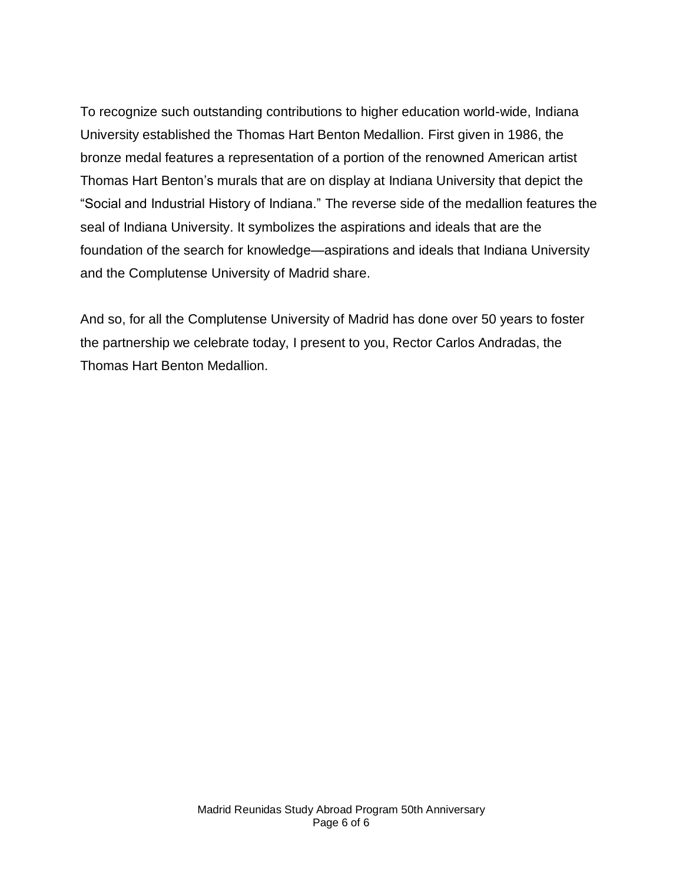To recognize such outstanding contributions to higher education world-wide, Indiana University established the Thomas Hart Benton Medallion. First given in 1986, the bronze medal features a representation of a portion of the renowned American artist Thomas Hart Benton's murals that are on display at Indiana University that depict the "Social and Industrial History of Indiana." The reverse side of the medallion features the seal of Indiana University. It symbolizes the aspirations and ideals that are the foundation of the search for knowledge—aspirations and ideals that Indiana University and the Complutense University of Madrid share.

And so, for all the Complutense University of Madrid has done over 50 years to foster the partnership we celebrate today, I present to you, Rector Carlos Andradas, the Thomas Hart Benton Medallion.